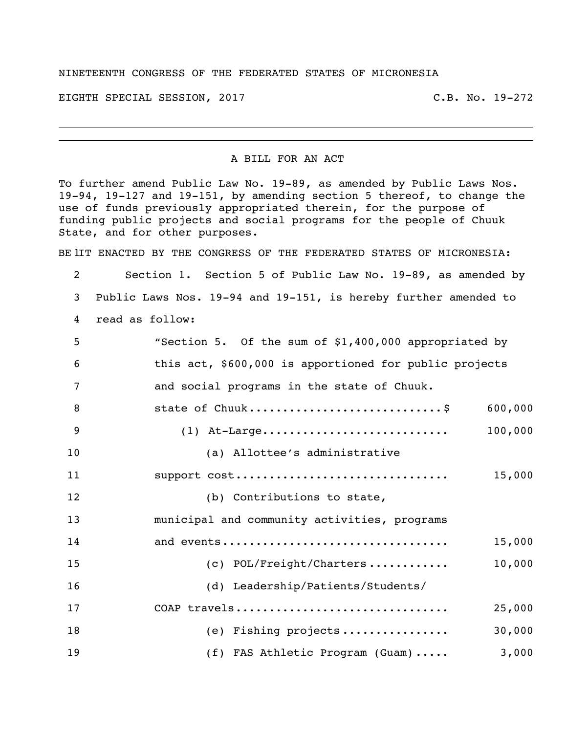NINETEENTH CONGRESS OF THE FEDERATED STATES OF MICRONESIA

EIGHTH SPECIAL SESSION, 2017 C.B. No. 19-272

---

A BILL FOR AN ACT

To further amend Public Law No. 19-89, as amended by Public Laws Nos. 19-94, 19-127 and 19-151, by amending section 5 thereof, to change the use of funds previously appropriated therein, for the purpose of funding public projects and social programs for the people of Chuuk State, and for other purposes.

1 BE IT ENACTED BY THE CONGRESS OF THE FEDERATED STATES OF MICRONESIA:

2 Section 1. Section 5 of Public Law No. 19-89, as amended by
3 Public Laws Nos. 19-94 and 19-151, is hereby further amended to
4 read as follow:

5 "Section 5. Of the sum of $1,400,000 appropriated by
6 this act, $600,000 is apportioned for public projects
7 and social programs in the state of Chuuk.

| Line | Item | Amount |
|---|---|---|
| 8 | state of Chuuk............................$ | 600,000 |
| 9 | (1) At-Large........................... | 100,000 |
| 10 | (a) Allottee's administrative | |
| 11 | support cost.............................. | 15,000 |
| 12 | (b) Contributions to state, | |
| 13 | municipal and community activities, programs | |
| 14 | and events................................ | 15,000 |
| 15 | (c) POL/Freight/Charters............ | 10,000 |
| 16 | (d) Leadership/Patients/Students/ | |
| 17 | COAP travels.............................. | 25,000 |
| 18 | (e) Fishing projects................ | 30,000 |
| 19 | (f) FAS Athletic Program (Guam)..... | 3,000 |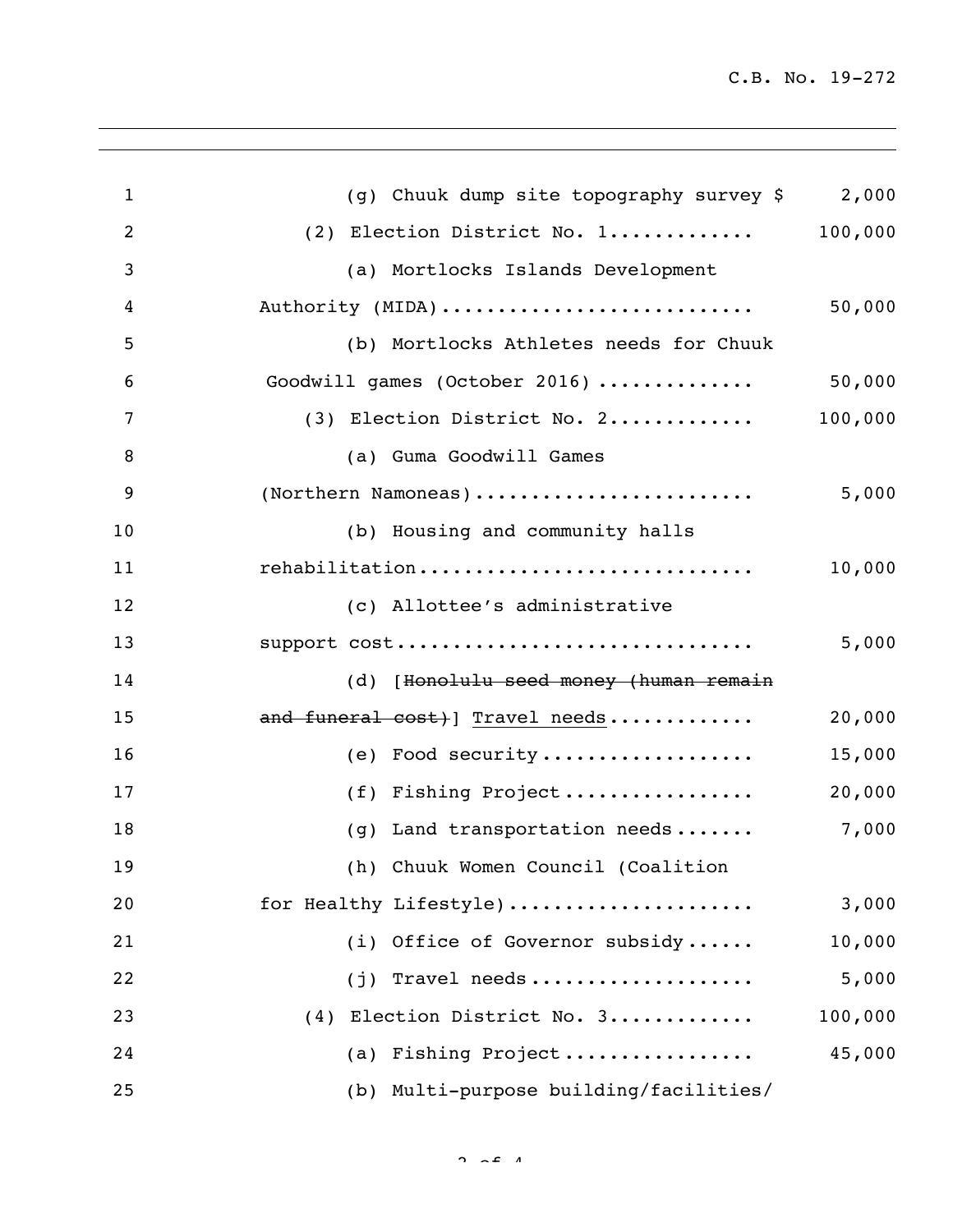(g) Chuuk dump site topography survey $ 2,000

(2) Election District No. 1............ 100,000

(a) Mortlocks Islands Development Authority (MIDA)........................... 50,000

(b) Mortlocks Athletes needs for Chuuk Goodwill games (October 2016) ............. 50,000

(3) Election District No. 2............ 100,000

(a) Guma Goodwill Games (Northern Namoneas)......................... 5,000

(b) Housing and community halls rehabilitation............................ 10,000

(c) Allottee's administrative support cost............................... 5,000

(d) [~~Honolulu seed money (human remain and funeral cost)~~] <u>Travel needs</u>............. 20,000

(e) Food security................... 15,000

(f) Fishing Project................. 20,000

(g) Land transportation needs....... 7,000

(h) Chuuk Women Council (Coalition for Healthy Lifestyle)..................... 3,000

(i) Office of Governor subsidy...... 10,000

(j) Travel needs................... 5,000

(4) Election District No. 3............ 100,000

(a) Fishing Project................. 45,000

(b) Multi-purpose building/facilities/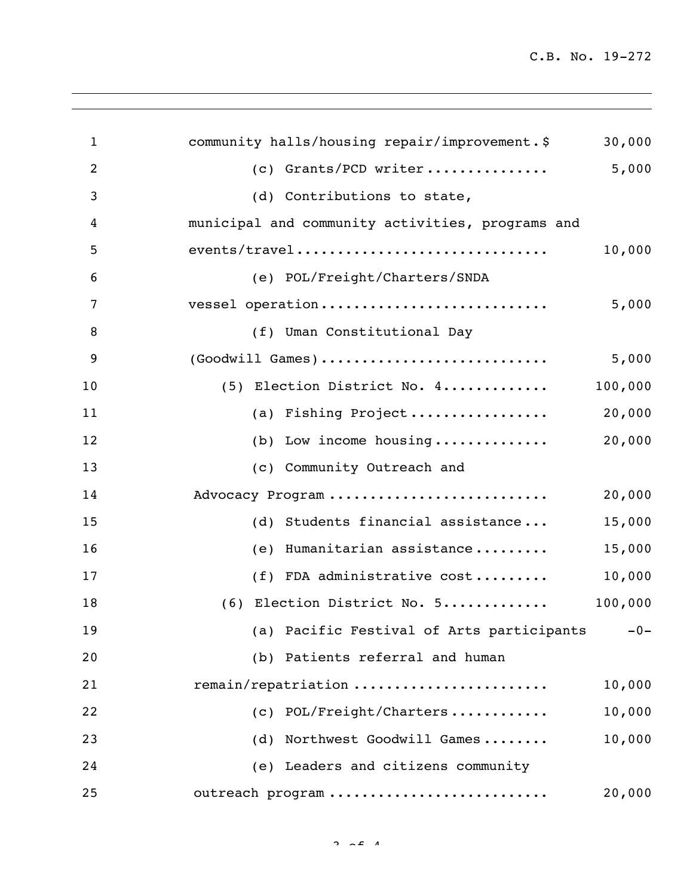community halls/housing repair/improvement.$ 30,000

(c) Grants/PCD writer.............. 5,000

(d) Contributions to state, municipal and community activities, programs and events/travel.............................. 10,000

(e) POL/Freight/Charters/SNDA vessel operation........................... 5,000

(f) Uman Constitutional Day (Goodwill Games)........................... 5,000

(5) Election District No. 4............ 100,000

(a) Fishing Project................ 20,000

(b) Low income housing.............. 20,000

(c) Community Outreach and Advocacy Program .......................... 20,000

(d) Students financial assistance... 15,000

(e) Humanitarian assistance......... 15,000

(f) FDA administrative cost......... 10,000

(6) Election District No. 5............ 100,000

(a) Pacific Festival of Arts participants -0-

(b) Patients referral and human remain/repatriation ....................... 10,000

(c) POL/Freight/Charters........... 10,000

(d) Northwest Goodwill Games........ 10,000

(e) Leaders and citizens community outreach program .......................... 20,000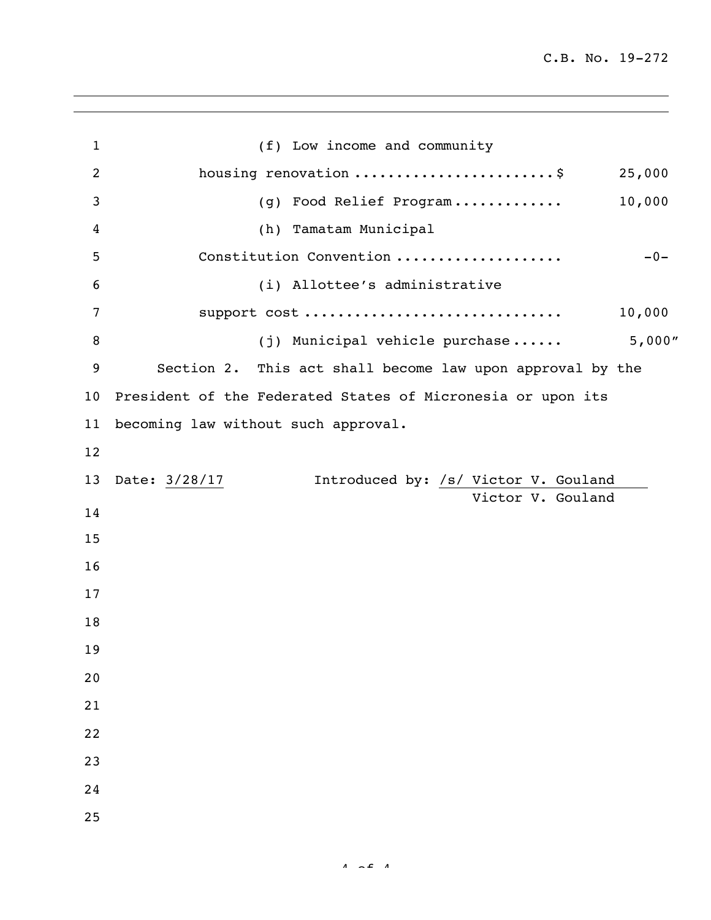(f) Low income and community housing renovation ........................$ 25,000

(g) Food Relief Program............. 10,000

(h) Tamatam Municipal Constitution Convention .................... -0-

(i) Allottee's administrative support cost .............................. 10,000

(j) Municipal vehicle purchase...... 5,000"

Section 2. This act shall become law upon approval by the President of the Federated States of Micronesia or upon its becoming law without such approval.

Date: 3/28/17 Introduced by: /s/ Victor V. Gouland

Victor V. Gouland